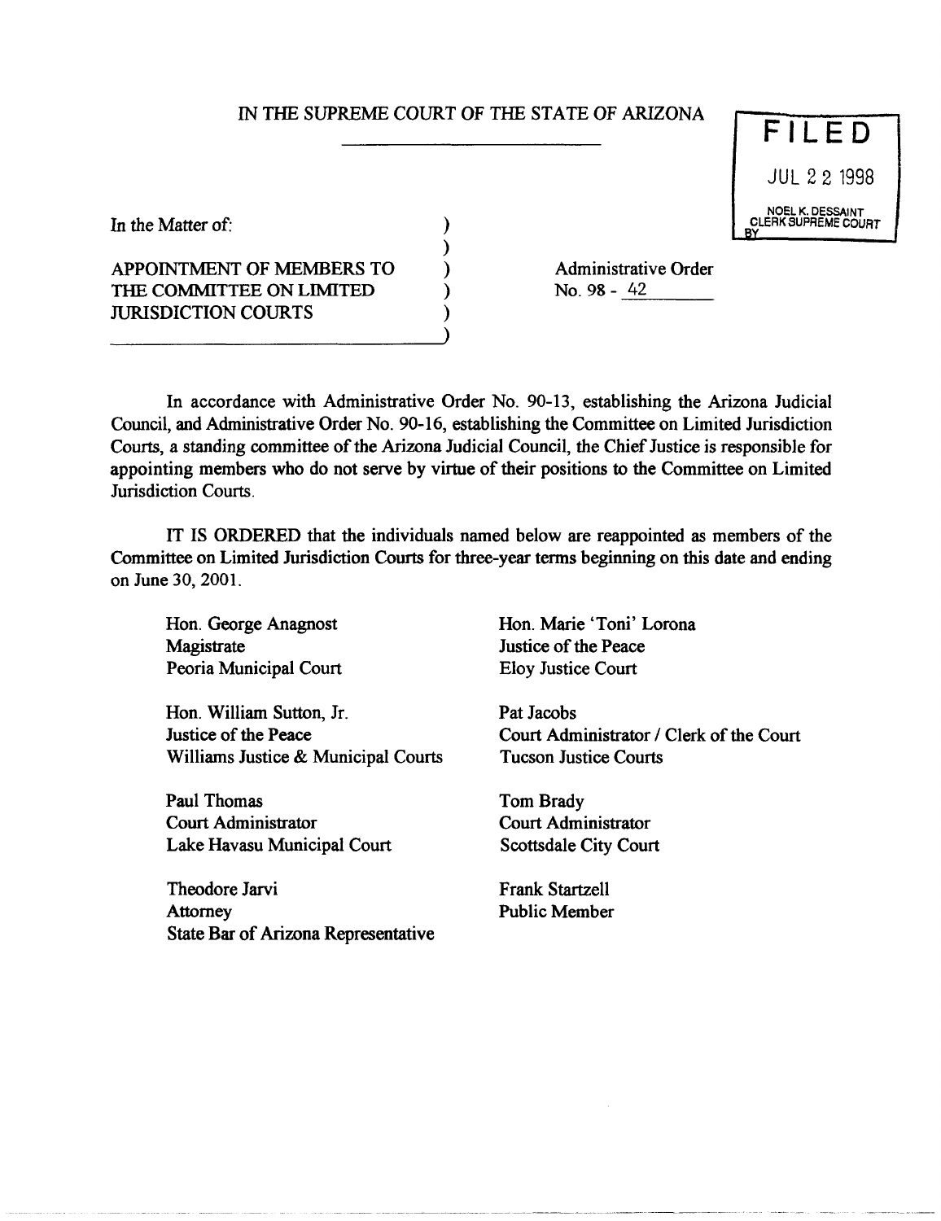IN THE SUPREME COURT OF THE STATE OF ARIZONA

FILED
JUL 22 1998
NOEL K. DESSAINT
CLERK SUPREME COURT
BY

In the Matter of:

APPOINTMENT OF MEMBERS TO THE COMMITTEE ON LIMITED JURISDICTION COURTS

Administrative Order
No. 98 - 42

In accordance with Administrative Order No. 90-13, establishing the Arizona Judicial Council, and Administrative Order No. 90-16, establishing the Committee on Limited Jurisdiction Courts, a standing committee of the Arizona Judicial Council, the Chief Justice is responsible for appointing members who do not serve by virtue of their positions to the Committee on Limited Jurisdiction Courts.

IT IS ORDERED that the individuals named below are reappointed as members of the Committee on Limited Jurisdiction Courts for three-year terms beginning on this date and ending on June 30, 2001.

Hon. George Anagnost
Magistrate
Peoria Municipal Court

Hon. William Sutton, Jr.
Justice of the Peace
Williams Justice & Municipal Courts

Paul Thomas
Court Administrator
Lake Havasu Municipal Court

Theodore Jarvi
Attorney
State Bar of Arizona Representative

Hon. Marie 'Toni' Lorona
Justice of the Peace
Eloy Justice Court

Pat Jacobs
Court Administrator / Clerk of the Court
Tucson Justice Courts

Tom Brady
Court Administrator
Scottsdale City Court

Frank Startzell
Public Member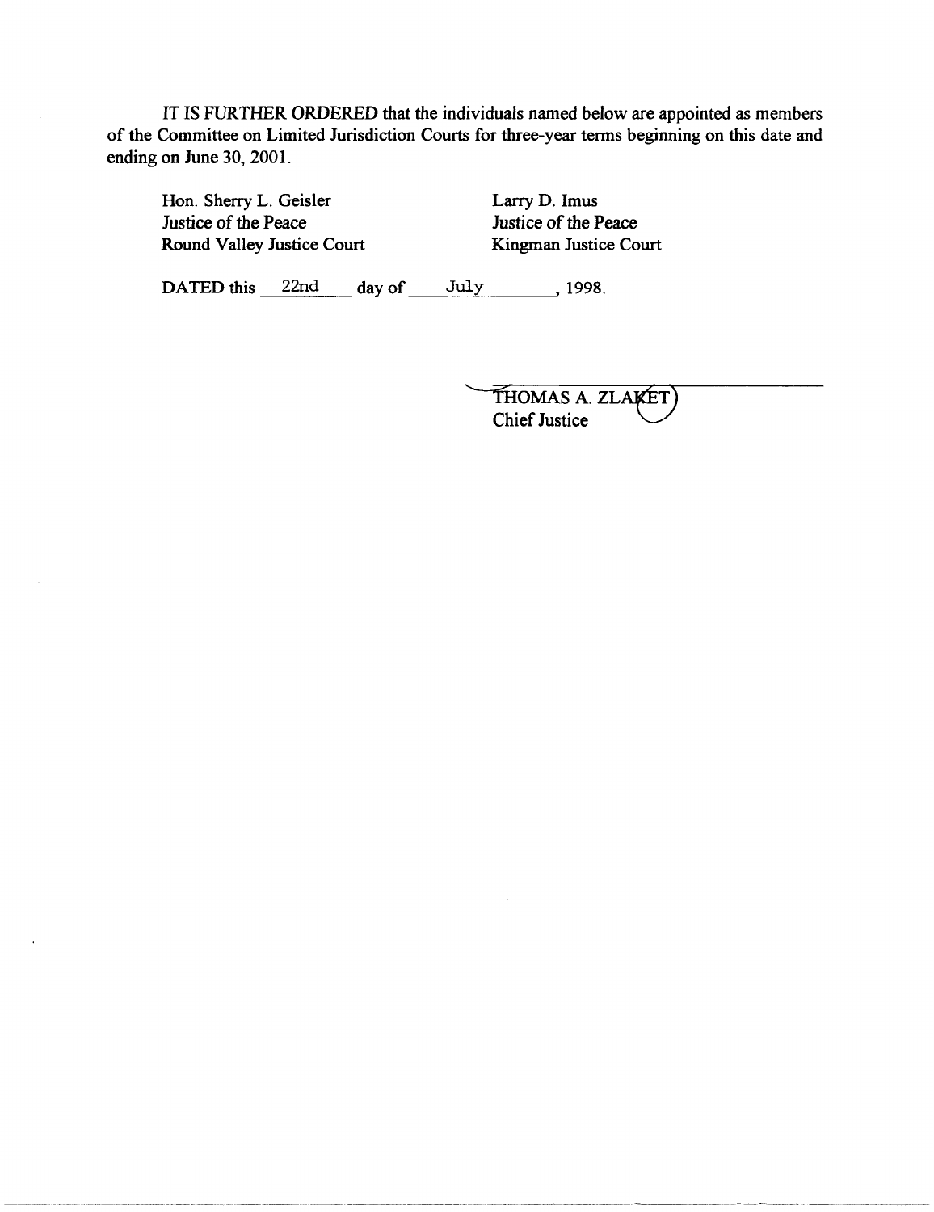**IT IS FURTHER ORDERED** that the individuals named below are appointed as members of the Committee on Limited Jurisdiction Courts for three-year terms beginning on this date and ending on June 30, 2001.

Hon. Sherry L. Geisler
Justice of the Peace
Round Valley Justice Court

Larry D. Imus
Justice of the Peace
Kingman Justice Court

DATED this 22nd day of July, 1998.

THOMAS A. ZLAKET
Chief Justice